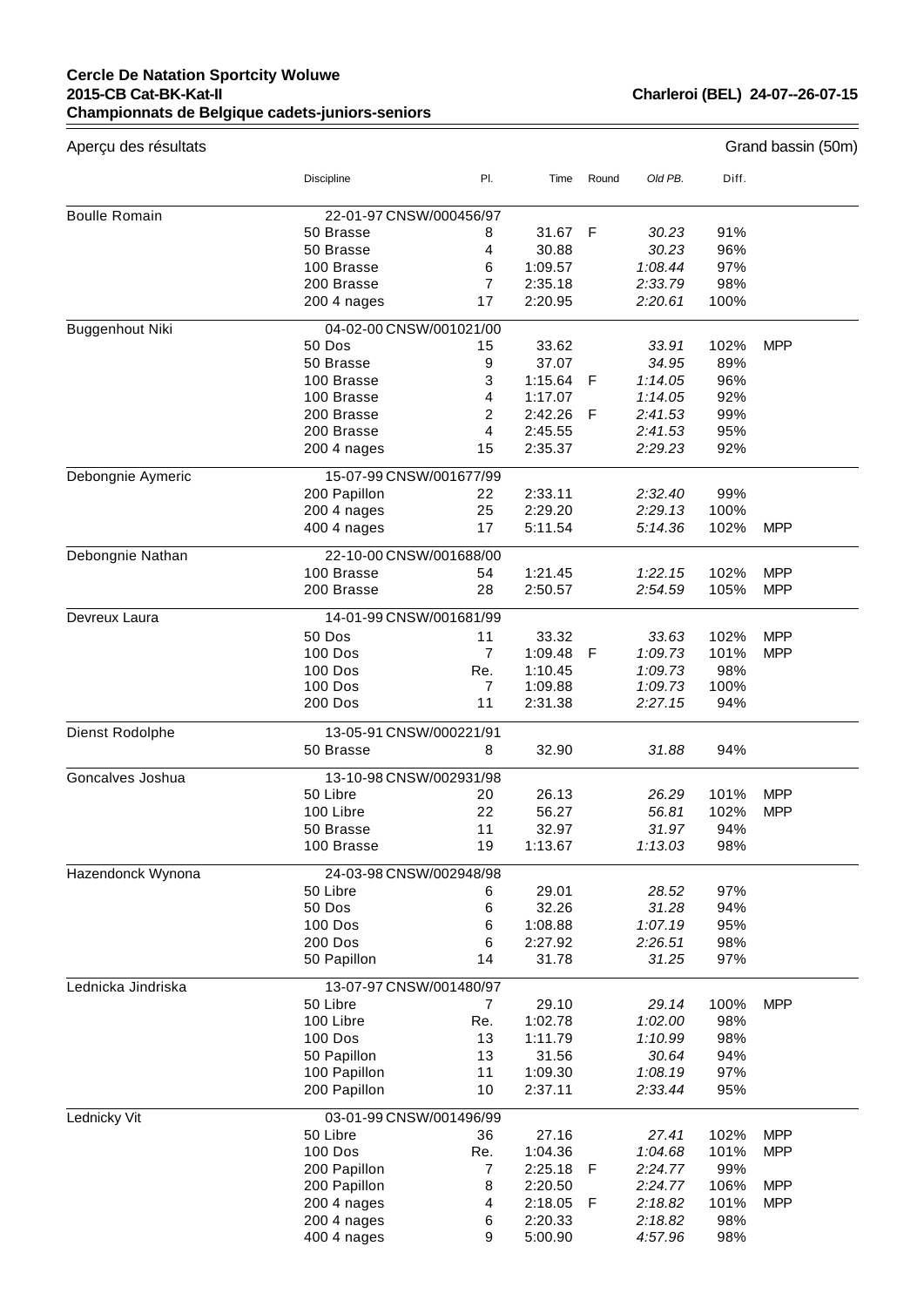**Cercle De Natation Sportcity Woluwe**
**2015-CB Cat-BK-Kat-II** — **Charleroi (BEL) 24-07--26-07-15**
**Championnats de Belgique cadets-juniors-seniors**

Aperçu des résultats — Grand bassin (50m)

| | Discipline | Pl. | Time | Round | *Old PB.* | Diff. | |
|---|---|---|---|---|---|---|---|
| Boulle Romain | 22-01-97 CNSW/000456/97 | | | | | | |
| | 50 Brasse | 8 | 31.67 | F | *30.23* | 91% | |
| | 50 Brasse | 4 | 30.88 | | *30.23* | 96% | |
| | 100 Brasse | 6 | 1:09.57 | | *1:08.44* | 97% | |
| | 200 Brasse | 7 | 2:35.18 | | *2:33.79* | 98% | |
| | 200 4 nages | 17 | 2:20.95 | | *2:20.61* | 100% | |
| Buggenhout Niki | 04-02-00 CNSW/001021/00 | | | | | | |
| | 50 Dos | 15 | 33.62 | | *33.91* | 102% | MPP |
| | 50 Brasse | 9 | 37.07 | | *34.95* | 89% | |
| | 100 Brasse | 3 | 1:15.64 | F | *1:14.05* | 96% | |
| | 100 Brasse | 4 | 1:17.07 | | *1:14.05* | 92% | |
| | 200 Brasse | 2 | 2:42.26 | F | *2:41.53* | 99% | |
| | 200 Brasse | 4 | 2:45.55 | | *2:41.53* | 95% | |
| | 200 4 nages | 15 | 2:35.37 | | *2:29.23* | 92% | |
| Debongnie Aymeric | 15-07-99 CNSW/001677/99 | | | | | | |
| | 200 Papillon | 22 | 2:33.11 | | *2:32.40* | 99% | |
| | 200 4 nages | 25 | 2:29.20 | | *2:29.13* | 100% | |
| | 400 4 nages | 17 | 5:11.54 | | *5:14.36* | 102% | MPP |
| Debongnie Nathan | 22-10-00 CNSW/001688/00 | | | | | | |
| | 100 Brasse | 54 | 1:21.45 | | *1:22.15* | 102% | MPP |
| | 200 Brasse | 28 | 2:50.57 | | *2:54.59* | 105% | MPP |
| Devreux Laura | 14-01-99 CNSW/001681/99 | | | | | | |
| | 50 Dos | 11 | 33.32 | | *33.63* | 102% | MPP |
| | 100 Dos | 7 | 1:09.48 | F | *1:09.73* | 101% | MPP |
| | 100 Dos | Re. | 1:10.45 | | *1:09.73* | 98% | |
| | 100 Dos | 7 | 1:09.88 | | *1:09.73* | 100% | |
| | 200 Dos | 11 | 2:31.38 | | *2:27.15* | 94% | |
| Dienst Rodolphe | 13-05-91 CNSW/000221/91 | | | | | | |
| | 50 Brasse | 8 | 32.90 | | *31.88* | 94% | |
| Goncalves Joshua | 13-10-98 CNSW/002931/98 | | | | | | |
| | 50 Libre | 20 | 26.13 | | *26.29* | 101% | MPP |
| | 100 Libre | 22 | 56.27 | | *56.81* | 102% | MPP |
| | 50 Brasse | 11 | 32.97 | | *31.97* | 94% | |
| | 100 Brasse | 19 | 1:13.67 | | *1:13.03* | 98% | |
| Hazendonck Wynona | 24-03-98 CNSW/002948/98 | | | | | | |
| | 50 Libre | 6 | 29.01 | | *28.52* | 97% | |
| | 50 Dos | 6 | 32.26 | | *31.28* | 94% | |
| | 100 Dos | 6 | 1:08.88 | | *1:07.19* | 95% | |
| | 200 Dos | 6 | 2:27.92 | | *2:26.51* | 98% | |
| | 50 Papillon | 14 | 31.78 | | *31.25* | 97% | |
| Lednicka Jindriska | 13-07-97 CNSW/001480/97 | | | | | | |
| | 50 Libre | 7 | 29.10 | | *29.14* | 100% | MPP |
| | 100 Libre | Re. | 1:02.78 | | *1:02.00* | 98% | |
| | 100 Dos | 13 | 1:11.79 | | *1:10.99* | 98% | |
| | 50 Papillon | 13 | 31.56 | | *30.64* | 94% | |
| | 100 Papillon | 11 | 1:09.30 | | *1:08.19* | 97% | |
| | 200 Papillon | 10 | 2:37.11 | | *2:33.44* | 95% | |
| Lednicky Vit | 03-01-99 CNSW/001496/99 | | | | | | |
| | 50 Libre | 36 | 27.16 | | *27.41* | 102% | MPP |
| | 100 Dos | Re. | 1:04.36 | | *1:04.68* | 101% | MPP |
| | 200 Papillon | 7 | 2:25.18 | F | *2:24.77* | 99% | |
| | 200 Papillon | 8 | 2:20.50 | | *2:24.77* | 106% | MPP |
| | 200 4 nages | 4 | 2:18.05 | F | *2:18.82* | 101% | MPP |
| | 200 4 nages | 6 | 2:20.33 | | *2:18.82* | 98% | |
| | 400 4 nages | 9 | 5:00.90 | | *4:57.96* | 98% | |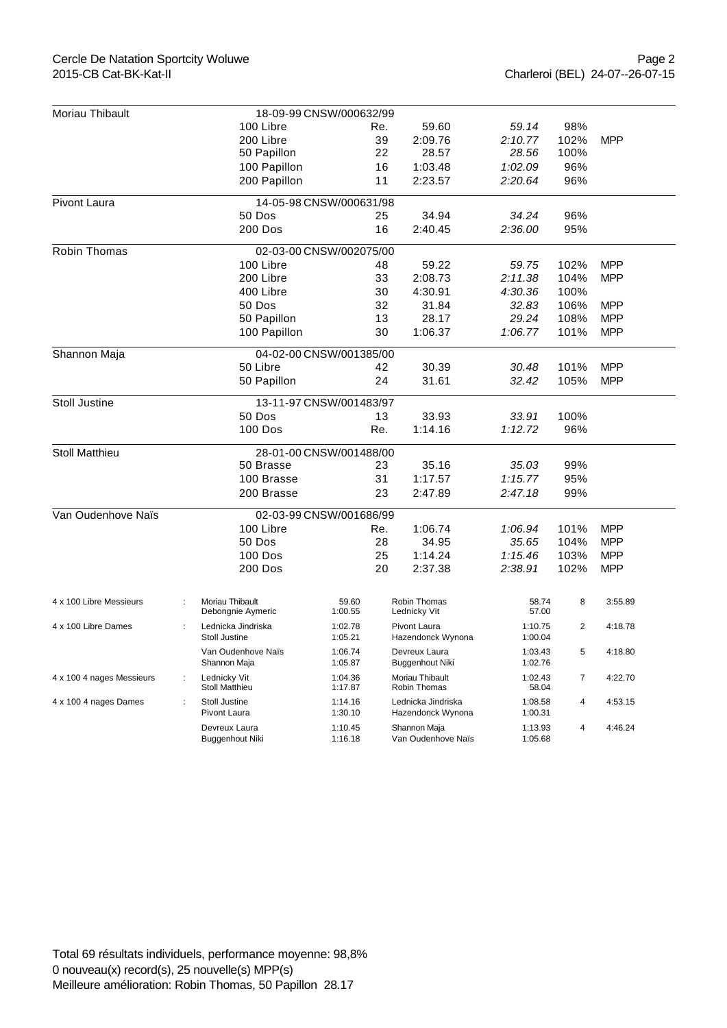| | | | | | | |
|---|---|---|---|---|---|---|
| **Moriau Thibault** | 18-09-99 CNSW/000632/99 | | | | | |
| | 100 Libre | Re. | 59.60 | *59.14* | 98% | |
| | 200 Libre | 39 | 2:09.76 | *2:10.77* | 102% | MPP |
| | 50 Papillon | 22 | 28.57 | *28.56* | 100% | |
| | 100 Papillon | 16 | 1:03.48 | *1:02.09* | 96% | |
| | 200 Papillon | 11 | 2:23.57 | *2:20.64* | 96% | |
| **Pivont Laura** | 14-05-98 CNSW/000631/98 | | | | | |
| | 50 Dos | 25 | 34.94 | *34.24* | 96% | |
| | 200 Dos | 16 | 2:40.45 | *2:36.00* | 95% | |
| **Robin Thomas** | 02-03-00 CNSW/002075/00 | | | | | |
| | 100 Libre | 48 | 59.22 | *59.75* | 102% | MPP |
| | 200 Libre | 33 | 2:08.73 | *2:11.38* | 104% | MPP |
| | 400 Libre | 30 | 4:30.91 | *4:30.36* | 100% | |
| | 50 Dos | 32 | 31.84 | *32.83* | 106% | MPP |
| | 50 Papillon | 13 | 28.17 | *29.24* | 108% | MPP |
| | 100 Papillon | 30 | 1:06.37 | *1:06.77* | 101% | MPP |
| **Shannon Maja** | 04-02-00 CNSW/001385/00 | | | | | |
| | 50 Libre | 42 | 30.39 | *30.48* | 101% | MPP |
| | 50 Papillon | 24 | 31.61 | *32.42* | 105% | MPP |
| **Stoll Justine** | 13-11-97 CNSW/001483/97 | | | | | |
| | 50 Dos | 13 | 33.93 | *33.91* | 100% | |
| | 100 Dos | Re. | 1:14.16 | *1:12.72* | 96% | |
| **Stoll Matthieu** | 28-01-00 CNSW/001488/00 | | | | | |
| | 50 Brasse | 23 | 35.16 | *35.03* | 99% | |
| | 100 Brasse | 31 | 1:17.57 | *1:15.77* | 95% | |
| | 200 Brasse | 23 | 2:47.89 | *2:47.18* | 99% | |
| **Van Oudenhove Naïs** | 02-03-99 CNSW/001686/99 | | | | | |
| | 100 Libre | Re. | 1:06.74 | *1:06.94* | 101% | MPP |
| | 50 Dos | 28 | 34.95 | *35.65* | 104% | MPP |
| | 100 Dos | 25 | 1:14.24 | *1:15.46* | 103% | MPP |
| | 200 Dos | 20 | 2:37.38 | *2:38.91* | 102% | MPP |

| | | | | | | |
|---|---|---|---|---|---|---|
| 4 x 100 Libre Messieurs | Moriau Thibault<br>Debongnie Aymeric | 59.60<br>1:00.55 | Robin Thomas<br>Lednicky Vit | 58.74<br>57.00 | 8 | 3:55.89 |
| 4 x 100 Libre Dames | Lednicka Jindriska<br>Stoll Justine | 1:02.78<br>1:05.21 | Pivont Laura<br>Hazendonck Wynona | 1:10.75<br>1:00.04 | 2 | 4:18.78 |
| | Van Oudenhove Naïs<br>Shannon Maja | 1:06.74<br>1:05.87 | Devreux Laura<br>Buggenhout Niki | 1:03.43<br>1:02.76 | 5 | 4:18.80 |
| 4 x 100 4 nages Messieurs | Lednicky Vit<br>Stoll Matthieu | 1:04.36<br>1:17.87 | Moriau Thibault<br>Robin Thomas | 1:02.43<br>58.04 | 7 | 4:22.70 |
| 4 x 100 4 nages Dames | Stoll Justine<br>Pivont Laura | 1:14.16<br>1:30.10 | Lednicka Jindriska<br>Hazendonck Wynona | 1:08.58<br>1:00.31 | 4 | 4:53.15 |
| | Devreux Laura<br>Buggenhout Niki | 1:10.45<br>1:16.18 | Shannon Maja<br>Van Oudenhove Naïs | 1:13.93<br>1:05.68 | 4 | 4:46.24 |

Total 69 résultats individuels, performance moyenne: 98,8%
0 nouveau(x) record(s), 25 nouvelle(s) MPP(s)
Meilleure amélioration: Robin Thomas, 50 Papillon 28.17